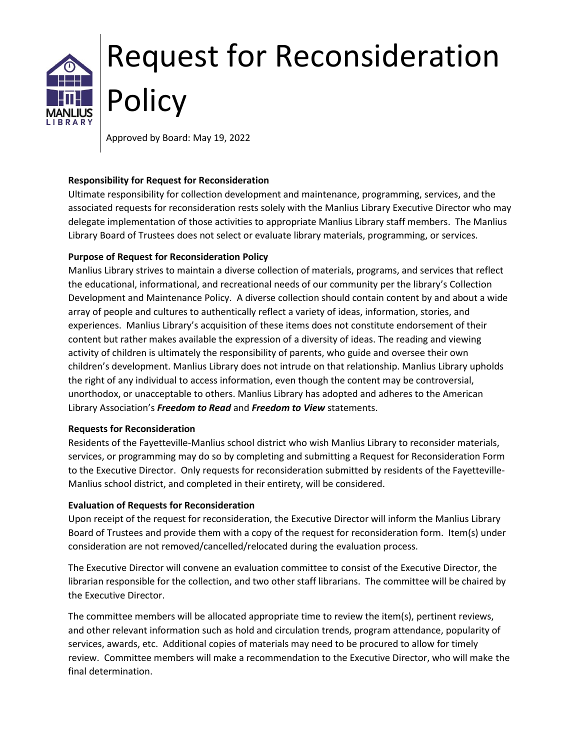# Request for Reconsideration Policy

Approved by Board: May 19, 2022

**Responsibility for Request for Reconsideration**

Ultimate responsibility for collection development and maintenance, programming, services, and the associated requests for reconsideration rests solely with the Manlius Library Executive Director who may delegate implementation of those activities to appropriate Manlius Library staff members. The Manlius Library Board of Trustees does not select or evaluate library materials, programming, or services.

**Purpose of Request for Reconsideration Policy**

Manlius Library strives to maintain a diverse collection of materials, programs, and services that reflect the educational, informational, and recreational needs of our community per the library's Collection Development and Maintenance Policy. A diverse collection should contain content by and about a wide array of people and cultures to authentically reflect a variety of ideas, information, stories, and experiences. Manlius Library's acquisition of these items does not constitute endorsement of their content but rather makes available the expression of a diversity of ideas. The reading and viewing activity of children is ultimately the responsibility of parents, who guide and oversee their own children's development. Manlius Library does not intrude on that relationship. Manlius Library upholds the right of any individual to access information, even though the content may be controversial, unorthodox, or unacceptable to others. Manlius Library has adopted and adheres to the American Library Association's ***Freedom to Read*** and ***Freedom to View*** statements.

**Requests for Reconsideration**

Residents of the Fayetteville-Manlius school district who wish Manlius Library to reconsider materials, services, or programming may do so by completing and submitting a Request for Reconsideration Form to the Executive Director. Only requests for reconsideration submitted by residents of the Fayetteville-Manlius school district, and completed in their entirety, will be considered.

**Evaluation of Requests for Reconsideration**

Upon receipt of the request for reconsideration, the Executive Director will inform the Manlius Library Board of Trustees and provide them with a copy of the request for reconsideration form. Item(s) under consideration are not removed/cancelled/relocated during the evaluation process.

The Executive Director will convene an evaluation committee to consist of the Executive Director, the librarian responsible for the collection, and two other staff librarians. The committee will be chaired by the Executive Director.

The committee members will be allocated appropriate time to review the item(s), pertinent reviews, and other relevant information such as hold and circulation trends, program attendance, popularity of services, awards, etc. Additional copies of materials may need to be procured to allow for timely review. Committee members will make a recommendation to the Executive Director, who will make the final determination.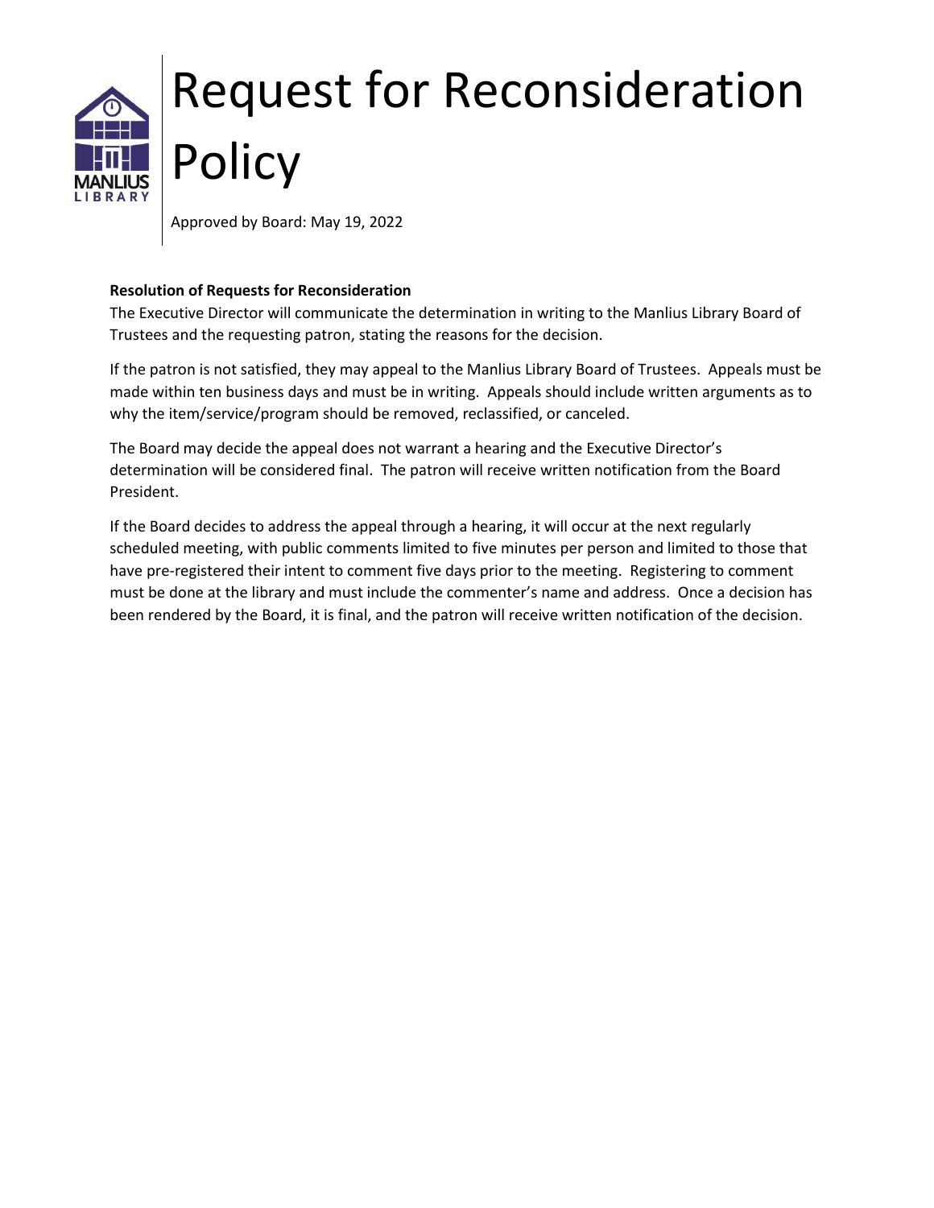# Request for Reconsideration Policy

Approved by Board: May 19, 2022

**Resolution of Requests for Reconsideration**

The Executive Director will communicate the determination in writing to the Manlius Library Board of Trustees and the requesting patron, stating the reasons for the decision.

If the patron is not satisfied, they may appeal to the Manlius Library Board of Trustees. Appeals must be made within ten business days and must be in writing. Appeals should include written arguments as to why the item/service/program should be removed, reclassified, or canceled.

The Board may decide the appeal does not warrant a hearing and the Executive Director's determination will be considered final. The patron will receive written notification from the Board President.

If the Board decides to address the appeal through a hearing, it will occur at the next regularly scheduled meeting, with public comments limited to five minutes per person and limited to those that have pre-registered their intent to comment five days prior to the meeting. Registering to comment must be done at the library and must include the commenter's name and address. Once a decision has been rendered by the Board, it is final, and the patron will receive written notification of the decision.